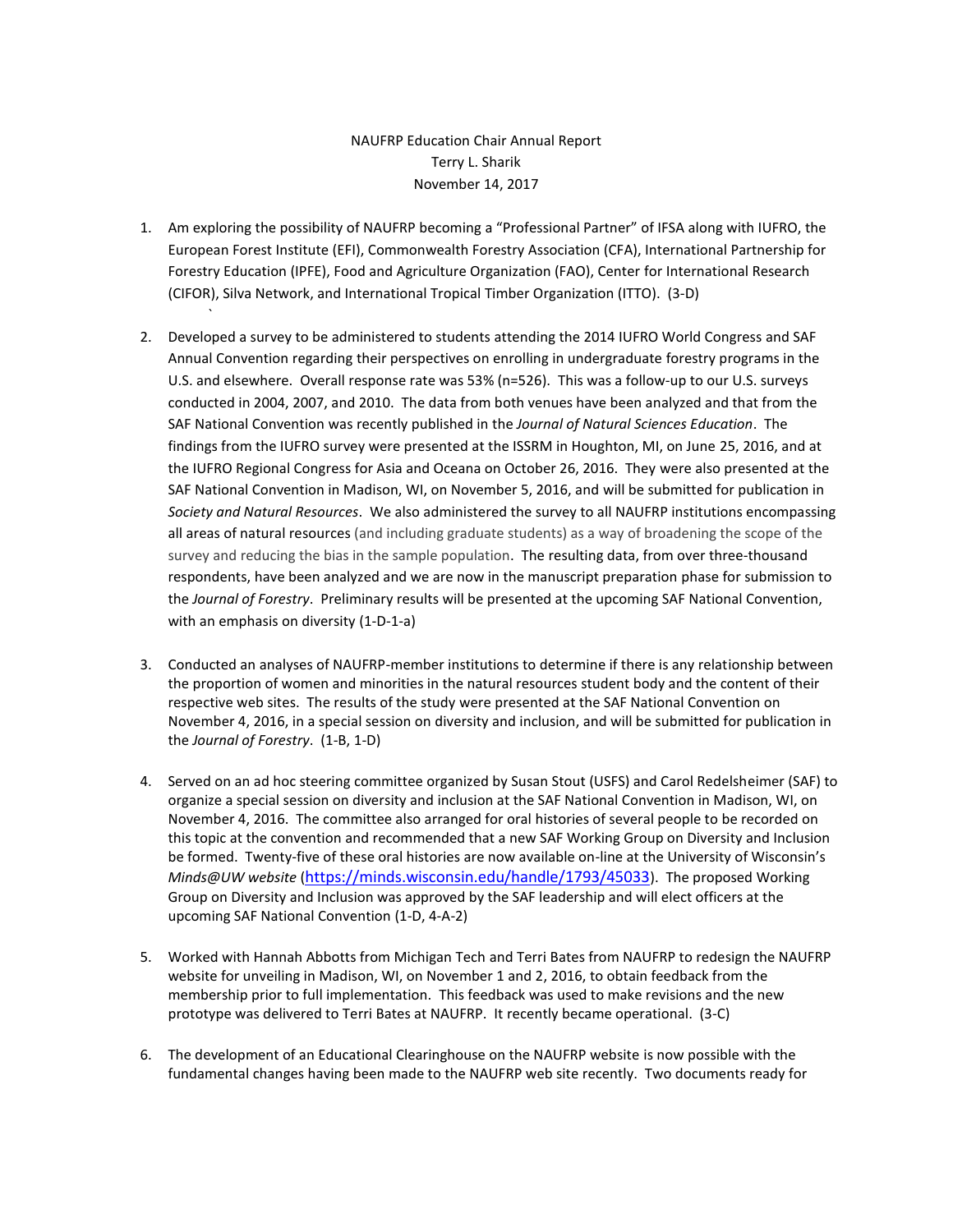NAUFRP Education Chair Annual Report
Terry L. Sharik
November 14, 2017

1. Am exploring the possibility of NAUFRP becoming a "Professional Partner" of IFSA along with IUFRO, the European Forest Institute (EFI), Commonwealth Forestry Association (CFA), International Partnership for Forestry Education (IPFE), Food and Agriculture Organization (FAO), Center for International Research (CIFOR), Silva Network, and International Tropical Timber Organization (ITTO). (3-D)

2. Developed a survey to be administered to students attending the 2014 IUFRO World Congress and SAF Annual Convention regarding their perspectives on enrolling in undergraduate forestry programs in the U.S. and elsewhere. Overall response rate was 53% (n=526). This was a follow-up to our U.S. surveys conducted in 2004, 2007, and 2010. The data from both venues have been analyzed and that from the SAF National Convention was recently published in the *Journal of Natural Sciences Education*. The findings from the IUFRO survey were presented at the ISSRM in Houghton, MI, on June 25, 2016, and at the IUFRO Regional Congress for Asia and Oceana on October 26, 2016. They were also presented at the SAF National Convention in Madison, WI, on November 5, 2016, and will be submitted for publication in *Society and Natural Resources*. We also administered the survey to all NAUFRP institutions encompassing all areas of natural resources (and including graduate students) as a way of broadening the scope of the survey and reducing the bias in the sample population. The resulting data, from over three-thousand respondents, have been analyzed and we are now in the manuscript preparation phase for submission to the *Journal of Forestry*. Preliminary results will be presented at the upcoming SAF National Convention, with an emphasis on diversity (1-D-1-a)

3. Conducted an analyses of NAUFRP-member institutions to determine if there is any relationship between the proportion of women and minorities in the natural resources student body and the content of their respective web sites. The results of the study were presented at the SAF National Convention on November 4, 2016, in a special session on diversity and inclusion, and will be submitted for publication in the *Journal of Forestry*. (1-B, 1-D)

4. Served on an ad hoc steering committee organized by Susan Stout (USFS) and Carol Redelsheimer (SAF) to organize a special session on diversity and inclusion at the SAF National Convention in Madison, WI, on November 4, 2016. The committee also arranged for oral histories of several people to be recorded on this topic at the convention and recommended that a new SAF Working Group on Diversity and Inclusion be formed. Twenty-five of these oral histories are now available on-line at the University of Wisconsin's *Minds@UW website* (https://minds.wisconsin.edu/handle/1793/45033). The proposed Working Group on Diversity and Inclusion was approved by the SAF leadership and will elect officers at the upcoming SAF National Convention (1-D, 4-A-2)

5. Worked with Hannah Abbotts from Michigan Tech and Terri Bates from NAUFRP to redesign the NAUFRP website for unveiling in Madison, WI, on November 1 and 2, 2016, to obtain feedback from the membership prior to full implementation. This feedback was used to make revisions and the new prototype was delivered to Terri Bates at NAUFRP. It recently became operational. (3-C)

6. The development of an Educational Clearinghouse on the NAUFRP website is now possible with the fundamental changes having been made to the NAUFRP web site recently. Two documents ready for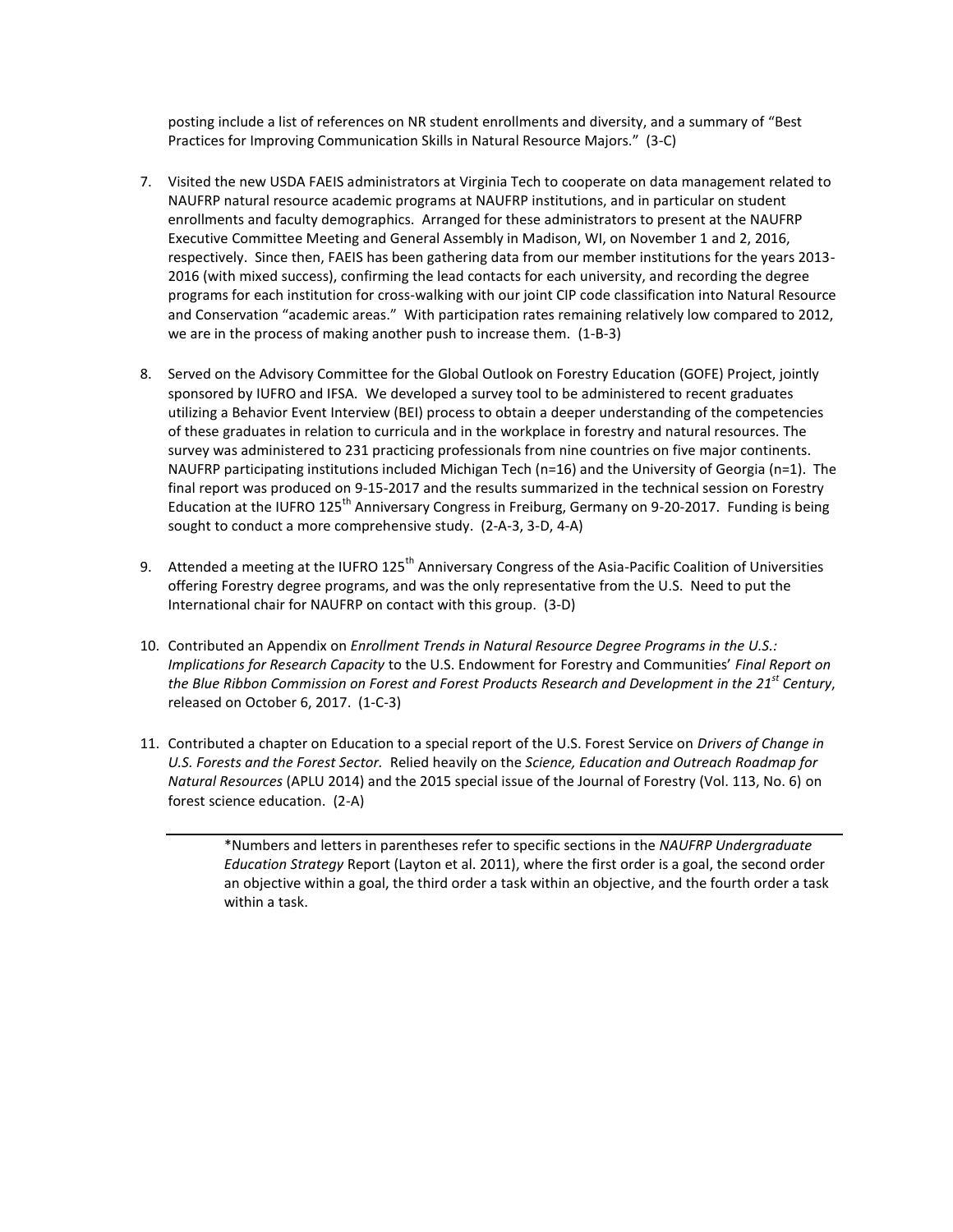posting include a list of references on NR student enrollments and diversity, and a summary of "Best Practices for Improving Communication Skills in Natural Resource Majors." (3-C)

7. Visited the new USDA FAEIS administrators at Virginia Tech to cooperate on data management related to NAUFRP natural resource academic programs at NAUFRP institutions, and in particular on student enrollments and faculty demographics. Arranged for these administrators to present at the NAUFRP Executive Committee Meeting and General Assembly in Madison, WI, on November 1 and 2, 2016, respectively. Since then, FAEIS has been gathering data from our member institutions for the years 2013-2016 (with mixed success), confirming the lead contacts for each university, and recording the degree programs for each institution for cross-walking with our joint CIP code classification into Natural Resource and Conservation "academic areas." With participation rates remaining relatively low compared to 2012, we are in the process of making another push to increase them. (1-B-3)

8. Served on the Advisory Committee for the Global Outlook on Forestry Education (GOFE) Project, jointly sponsored by IUFRO and IFSA. We developed a survey tool to be administered to recent graduates utilizing a Behavior Event Interview (BEI) process to obtain a deeper understanding of the competencies of these graduates in relation to curricula and in the workplace in forestry and natural resources. The survey was administered to 231 practicing professionals from nine countries on five major continents. NAUFRP participating institutions included Michigan Tech (n=16) and the University of Georgia (n=1). The final report was produced on 9-15-2017 and the results summarized in the technical session on Forestry Education at the IUFRO 125th Anniversary Congress in Freiburg, Germany on 9-20-2017. Funding is being sought to conduct a more comprehensive study. (2-A-3, 3-D, 4-A)

9. Attended a meeting at the IUFRO 125th Anniversary Congress of the Asia-Pacific Coalition of Universities offering Forestry degree programs, and was the only representative from the U.S. Need to put the International chair for NAUFRP on contact with this group. (3-D)

10. Contributed an Appendix on *Enrollment Trends in Natural Resource Degree Programs in the U.S.: Implications for Research Capacity* to the U.S. Endowment for Forestry and Communities' *Final Report on the Blue Ribbon Commission on Forest and Forest Products Research and Development in the 21st Century*, released on October 6, 2017. (1-C-3)

11. Contributed a chapter on Education to a special report of the U.S. Forest Service on *Drivers of Change in U.S. Forests and the Forest Sector.* Relied heavily on the *Science, Education and Outreach Roadmap for Natural Resources* (APLU 2014) and the 2015 special issue of the Journal of Forestry (Vol. 113, No. 6) on forest science education. (2-A)

---

*Numbers and letters in parentheses refer to specific sections in the *NAUFRP Undergraduate Education Strategy* Report (Layton et al. 2011), where the first order is a goal, the second order an objective within a goal, the third order a task within an objective, and the fourth order a task within a task.